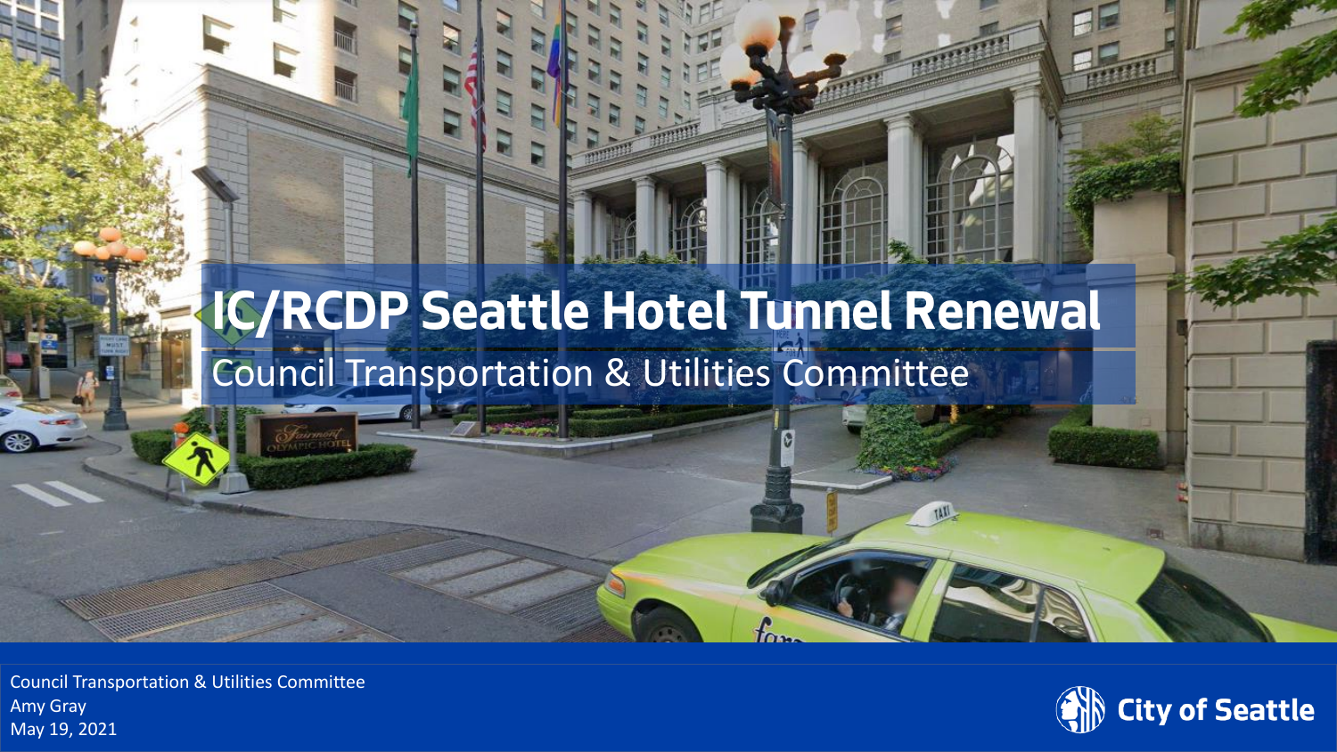# IC/RCDP Seattle Hotel Tunnel Renewal

## Council Transportation & Utilities Committee

Council Transportation & Utilities Committee
Amy Gray
May 19, 2021

City of Seattle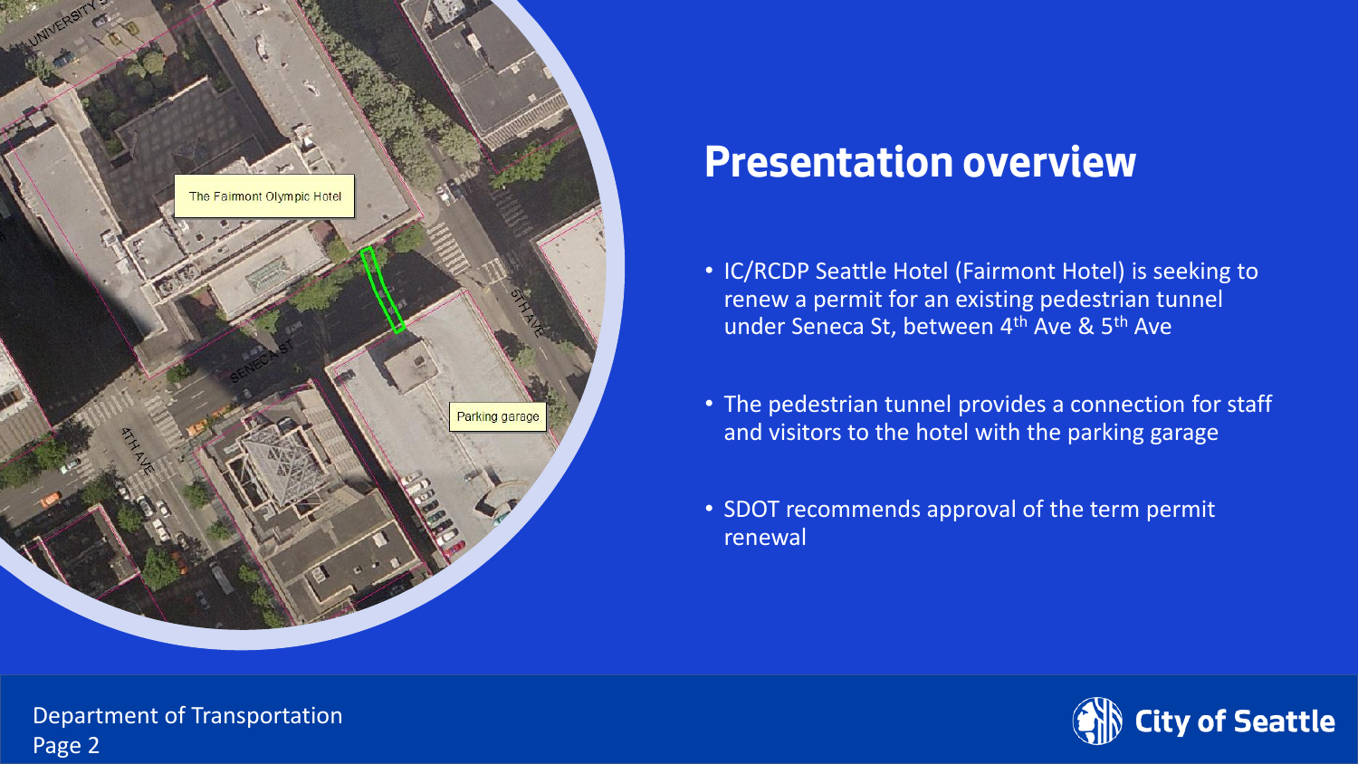# Presentation overview

- IC/RCDP Seattle Hotel (Fairmont Hotel) is seeking to renew a permit for an existing pedestrian tunnel under Seneca St, between 4th Ave & 5th Ave
- The pedestrian tunnel provides a connection for staff and visitors to the hotel with the parking garage
- SDOT recommends approval of the term permit renewal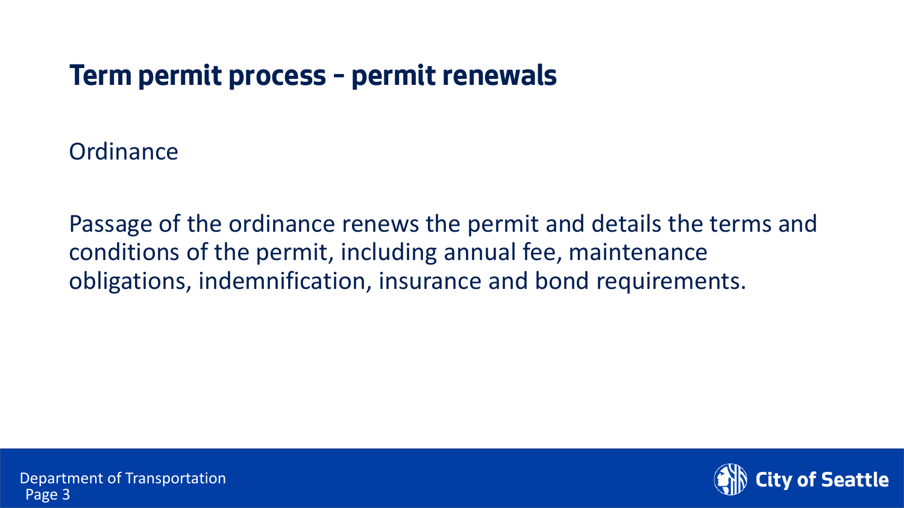# Term permit process – permit renewals

Ordinance

Passage of the ordinance renews the permit and details the terms and conditions of the permit, including annual fee, maintenance obligations, indemnification, insurance and bond requirements.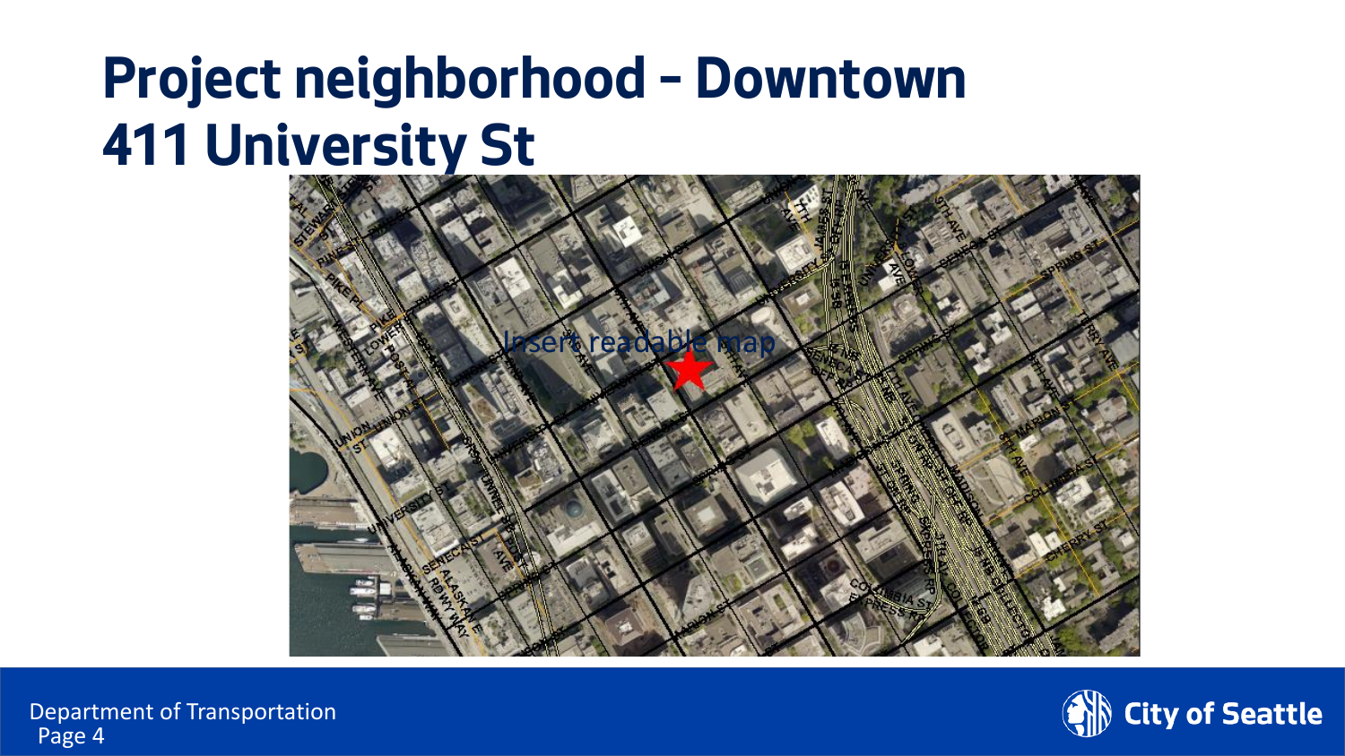# Project neighborhood – Downtown 411 University St

Insert readable map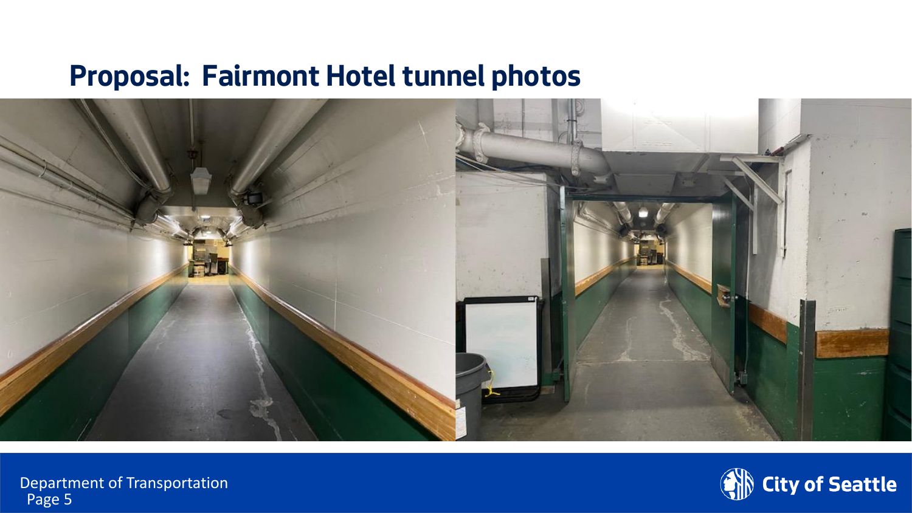# Proposal: Fairmont Hotel tunnel photos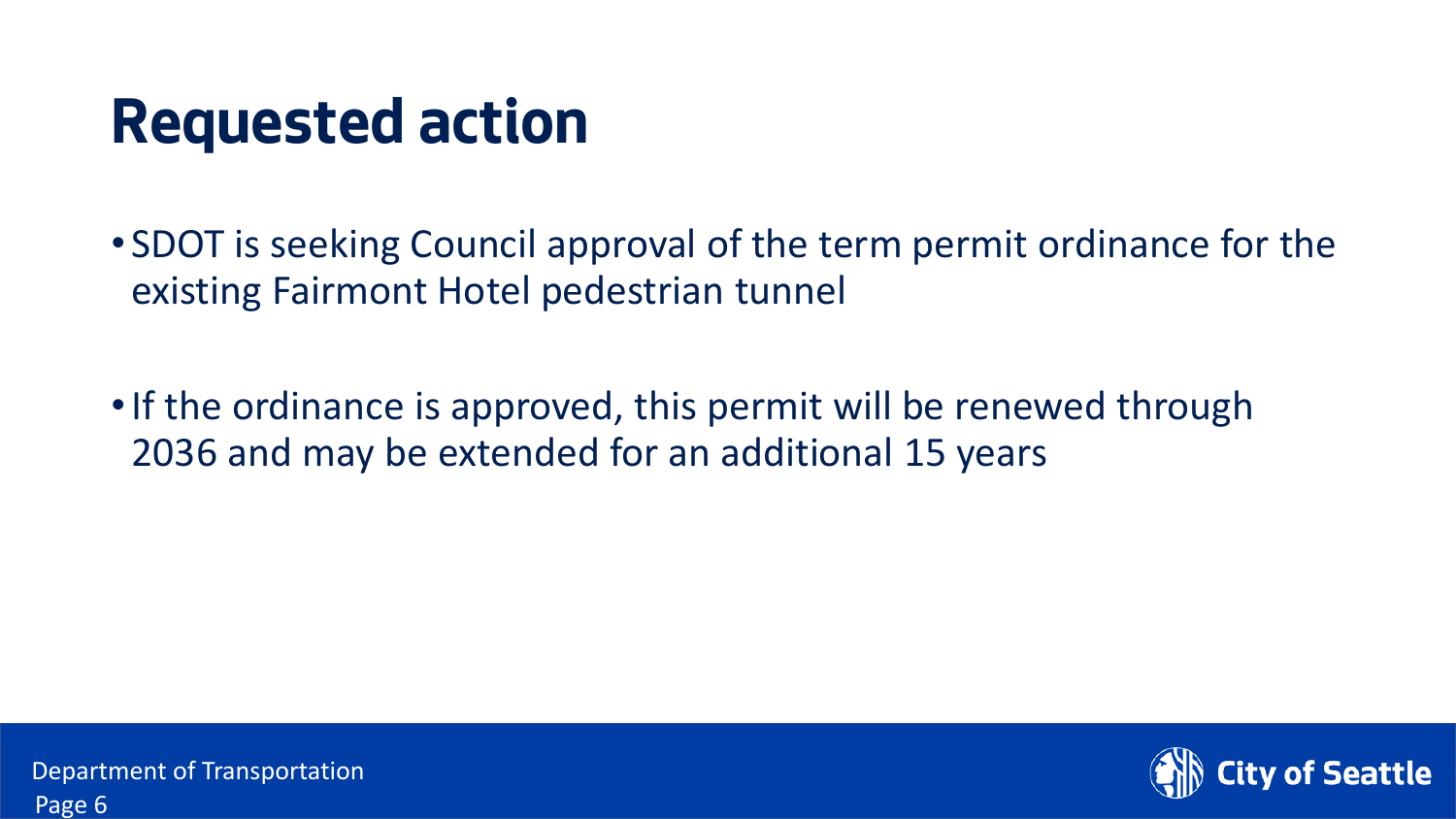# Requested action

- SDOT is seeking Council approval of the term permit ordinance for the existing Fairmont Hotel pedestrian tunnel
- If the ordinance is approved, this permit will be renewed through 2036 and may be extended for an additional 15 years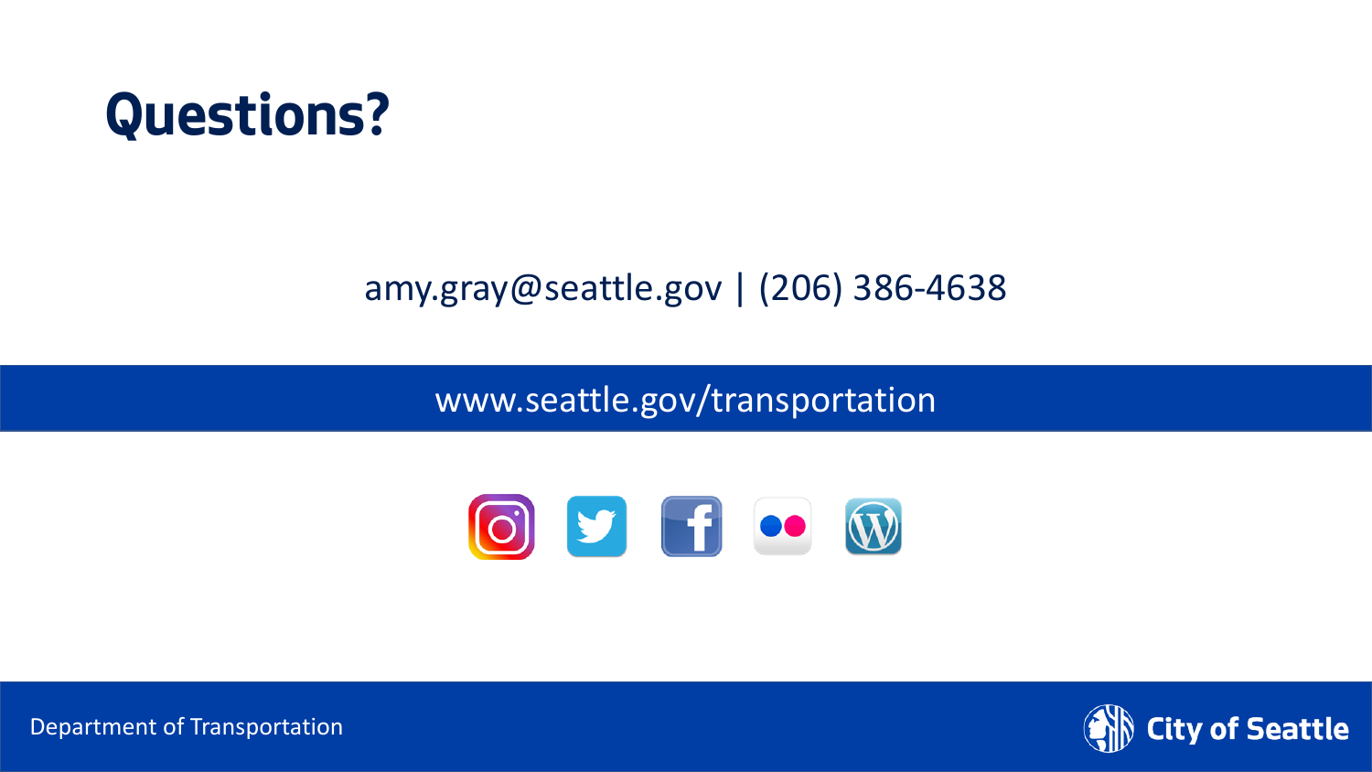# Questions?

amy.gray@seattle.gov | (206) 386-4638

www.seattle.gov/transportation

Department of Transportation

City of Seattle